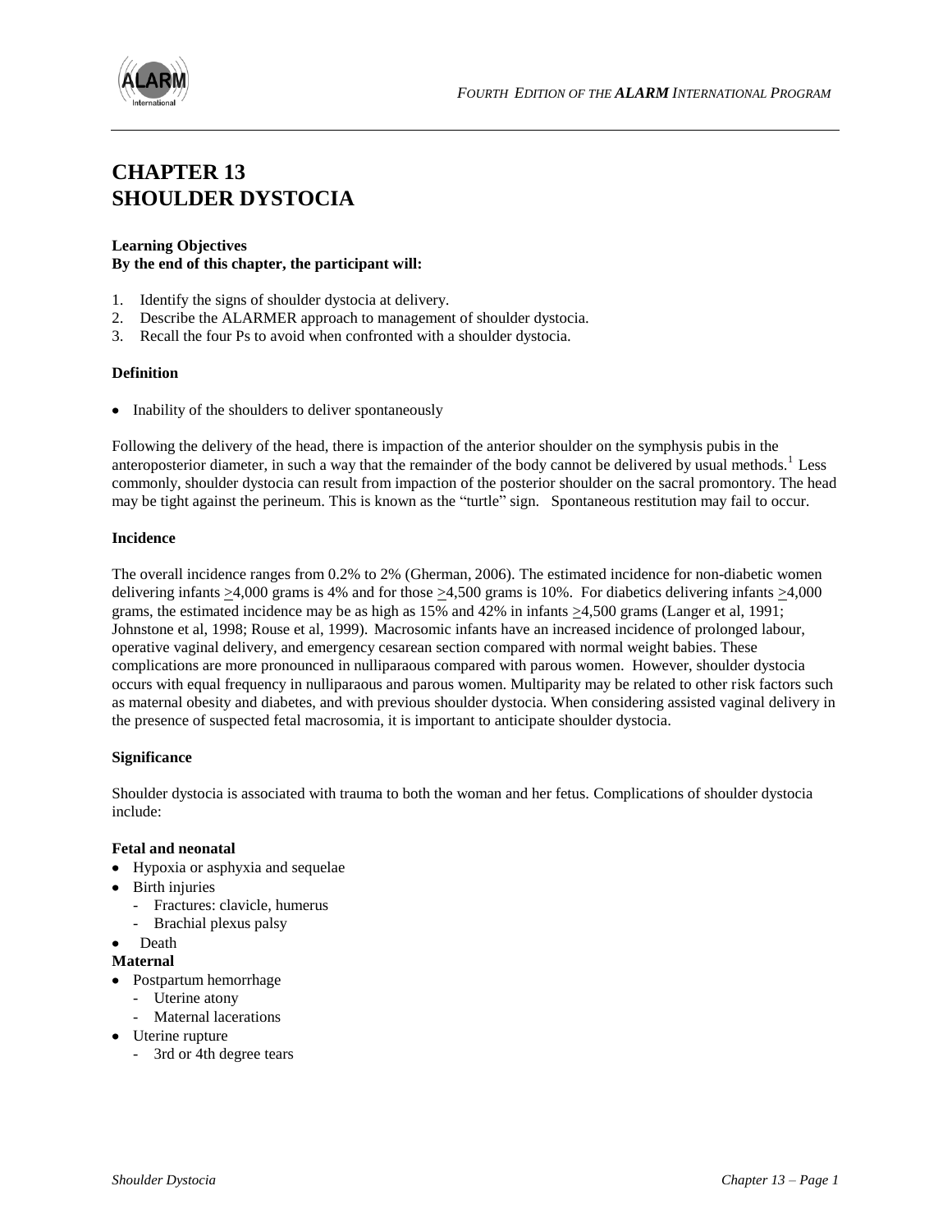# CHAPTER 13
# SHOULDER DYSTOCIA

**Learning Objectives**
**By the end of this chapter, the participant will:**

1. Identify the signs of shoulder dystocia at delivery.
2. Describe the ALARMER approach to management of shoulder dystocia.
3. Recall the four Ps to avoid when confronted with a shoulder dystocia.

**Definition**

- Inability of the shoulders to deliver spontaneously

Following the delivery of the head, there is impaction of the anterior shoulder on the symphysis pubis in the anteroposterior diameter, in such a way that the remainder of the body cannot be delivered by usual methods.[1] Less commonly, shoulder dystocia can result from impaction of the posterior shoulder on the sacral promontory. The head may be tight against the perineum. This is known as the "turtle" sign. Spontaneous restitution may fail to occur.

**Incidence**

The overall incidence ranges from 0.2% to 2% (Gherman, 2006). The estimated incidence for non-diabetic women delivering infants ≥4,000 grams is 4% and for those ≥4,500 grams is 10%. For diabetics delivering infants ≥4,000 grams, the estimated incidence may be as high as 15% and 42% in infants ≥4,500 grams (Langer et al, 1991; Johnstone et al, 1998; Rouse et al, 1999). Macrosomic infants have an increased incidence of prolonged labour, operative vaginal delivery, and emergency cesarean section compared with normal weight babies. These complications are more pronounced in nulliparaous compared with parous women. However, shoulder dystocia occurs with equal frequency in nulliparaous and parous women. Multiparity may be related to other risk factors such as maternal obesity and diabetes, and with previous shoulder dystocia. When considering assisted vaginal delivery in the presence of suspected fetal macrosomia, it is important to anticipate shoulder dystocia.

**Significance**

Shoulder dystocia is associated with trauma to both the woman and her fetus. Complications of shoulder dystocia include:

**Fetal and neonatal**

- Hypoxia or asphyxia and sequelae
- Birth injuries
  - Fractures: clavicle, humerus
  - Brachial plexus palsy
- Death

**Maternal**

- Postpartum hemorrhage
  - Uterine atony
  - Maternal lacerations
- Uterine rupture
  - 3rd or 4th degree tears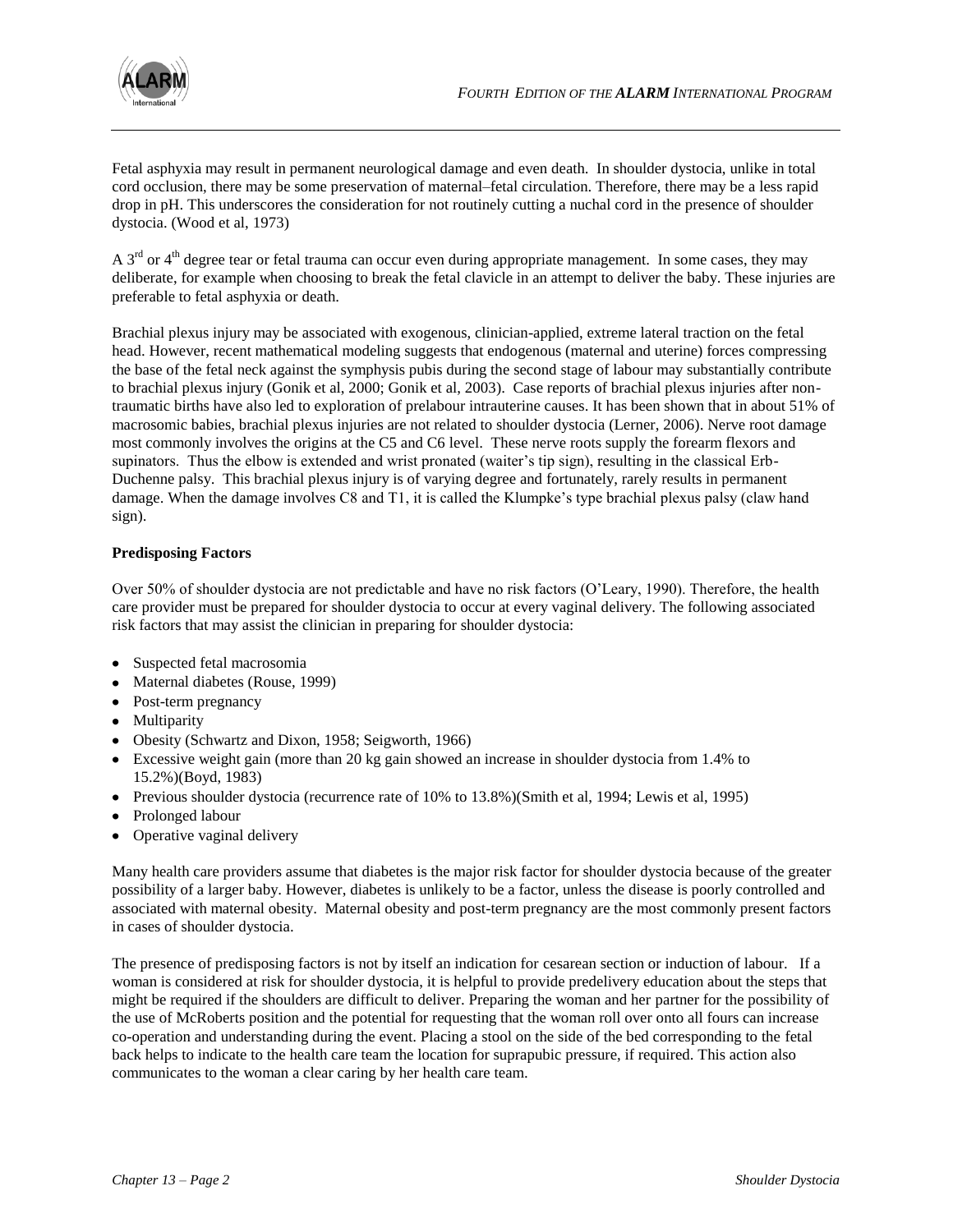Fetal asphyxia may result in permanent neurological damage and even death. In shoulder dystocia, unlike in total cord occlusion, there may be some preservation of maternal–fetal circulation. Therefore, there may be a less rapid drop in pH. This underscores the consideration for not routinely cutting a nuchal cord in the presence of shoulder dystocia. (Wood et al, 1973)

A 3$^{rd}$ or 4$^{th}$ degree tear or fetal trauma can occur even during appropriate management. In some cases, they may deliberate, for example when choosing to break the fetal clavicle in an attempt to deliver the baby. These injuries are preferable to fetal asphyxia or death.

Brachial plexus injury may be associated with exogenous, clinician-applied, extreme lateral traction on the fetal head. However, recent mathematical modeling suggests that endogenous (maternal and uterine) forces compressing the base of the fetal neck against the symphysis pubis during the second stage of labour may substantially contribute to brachial plexus injury (Gonik et al, 2000; Gonik et al, 2003). Case reports of brachial plexus injuries after non-traumatic births have also led to exploration of prelabour intrauterine causes. It has been shown that in about 51% of macrosomic babies, brachial plexus injuries are not related to shoulder dystocia (Lerner, 2006). Nerve root damage most commonly involves the origins at the C5 and C6 level. These nerve roots supply the forearm flexors and supinators. Thus the elbow is extended and wrist pronated (waiter's tip sign), resulting in the classical Erb-Duchenne palsy. This brachial plexus injury is of varying degree and fortunately, rarely results in permanent damage. When the damage involves C8 and T1, it is called the Klumpke's type brachial plexus palsy (claw hand sign).

**Predisposing Factors**

Over 50% of shoulder dystocia are not predictable and have no risk factors (O'Leary, 1990). Therefore, the health care provider must be prepared for shoulder dystocia to occur at every vaginal delivery. The following associated risk factors that may assist the clinician in preparing for shoulder dystocia:

- Suspected fetal macrosomia
- Maternal diabetes (Rouse, 1999)
- Post-term pregnancy
- Multiparity
- Obesity (Schwartz and Dixon, 1958; Seigworth, 1966)
- Excessive weight gain (more than 20 kg gain showed an increase in shoulder dystocia from 1.4% to 15.2%)(Boyd, 1983)
- Previous shoulder dystocia (recurrence rate of 10% to 13.8%)(Smith et al, 1994; Lewis et al, 1995)
- Prolonged labour
- Operative vaginal delivery

Many health care providers assume that diabetes is the major risk factor for shoulder dystocia because of the greater possibility of a larger baby. However, diabetes is unlikely to be a factor, unless the disease is poorly controlled and associated with maternal obesity. Maternal obesity and post-term pregnancy are the most commonly present factors in cases of shoulder dystocia.

The presence of predisposing factors is not by itself an indication for cesarean section or induction of labour. If a woman is considered at risk for shoulder dystocia, it is helpful to provide predelivery education about the steps that might be required if the shoulders are difficult to deliver. Preparing the woman and her partner for the possibility of the use of McRoberts position and the potential for requesting that the woman roll over onto all fours can increase co-operation and understanding during the event. Placing a stool on the side of the bed corresponding to the fetal back helps to indicate to the health care team the location for suprapubic pressure, if required. This action also communicates to the woman a clear caring by her health care team.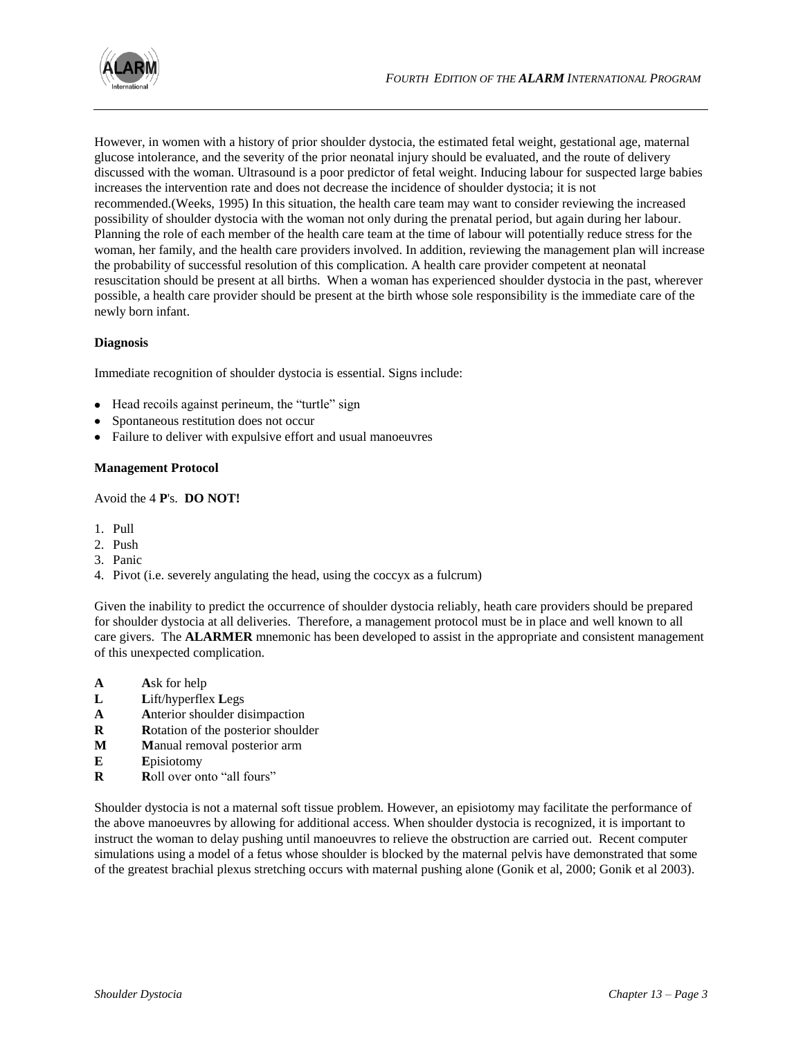However, in women with a history of prior shoulder dystocia, the estimated fetal weight, gestational age, maternal glucose intolerance, and the severity of the prior neonatal injury should be evaluated, and the route of delivery discussed with the woman. Ultrasound is a poor predictor of fetal weight. Inducing labour for suspected large babies increases the intervention rate and does not decrease the incidence of shoulder dystocia; it is not recommended.(Weeks, 1995) In this situation, the health care team may want to consider reviewing the increased possibility of shoulder dystocia with the woman not only during the prenatal period, but again during her labour. Planning the role of each member of the health care team at the time of labour will potentially reduce stress for the woman, her family, and the health care providers involved. In addition, reviewing the management plan will increase the probability of successful resolution of this complication. A health care provider competent at neonatal resuscitation should be present at all births. When a woman has experienced shoulder dystocia in the past, wherever possible, a health care provider should be present at the birth whose sole responsibility is the immediate care of the newly born infant.

**Diagnosis**

Immediate recognition of shoulder dystocia is essential. Signs include:

- Head recoils against perineum, the "turtle" sign
- Spontaneous restitution does not occur
- Failure to deliver with expulsive effort and usual manoeuvres

**Management Protocol**

Avoid the 4 **P**'s. **DO NOT!**

1. Pull
2. Push
3. Panic
4. Pivot (i.e. severely angulating the head, using the coccyx as a fulcrum)

Given the inability to predict the occurrence of shoulder dystocia reliably, heath care providers should be prepared for shoulder dystocia at all deliveries. Therefore, a management protocol must be in place and well known to all care givers. The **ALARMER** mnemonic has been developed to assist in the appropriate and consistent management of this unexpected complication.

**A** **A**sk for help
**L** **L**ift/hyperflex **L**egs
**A** **A**nterior shoulder disimpaction
**R** **R**otation of the posterior shoulder
**M** **M**anual removal posterior arm
**E** **E**pisiotomy
**R** **R**oll over onto "all fours"

Shoulder dystocia is not a maternal soft tissue problem. However, an episiotomy may facilitate the performance of the above manoeuvres by allowing for additional access. When shoulder dystocia is recognized, it is important to instruct the woman to delay pushing until manoeuvres to relieve the obstruction are carried out. Recent computer simulations using a model of a fetus whose shoulder is blocked by the maternal pelvis have demonstrated that some of the greatest brachial plexus stretching occurs with maternal pushing alone (Gonik et al, 2000; Gonik et al 2003).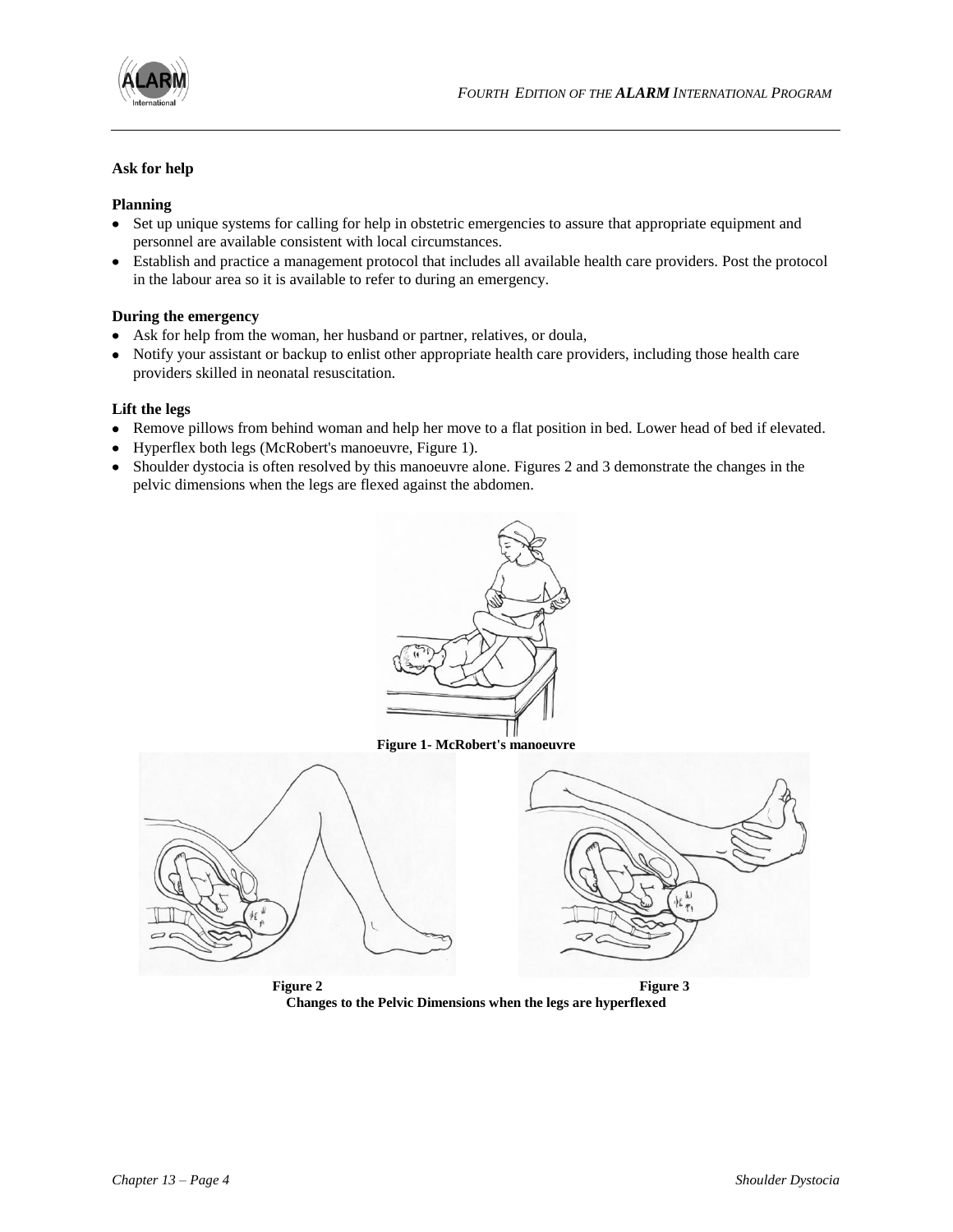**Ask for help**

**Planning**

- Set up unique systems for calling for help in obstetric emergencies to assure that appropriate equipment and personnel are available consistent with local circumstances.
- Establish and practice a management protocol that includes all available health care providers. Post the protocol in the labour area so it is available to refer to during an emergency.

**During the emergency**

- Ask for help from the woman, her husband or partner, relatives, or doula,
- Notify your assistant or backup to enlist other appropriate health care providers, including those health care providers skilled in neonatal resuscitation.

**Lift the legs**

- Remove pillows from behind woman and help her move to a flat position in bed. Lower head of bed if elevated.
- Hyperflex both legs (McRobert's manoeuvre, Figure 1).
- Shoulder dystocia is often resolved by this manoeuvre alone. Figures 2 and 3 demonstrate the changes in the pelvic dimensions when the legs are flexed against the abdomen.

**Figure 1- McRobert's manoeuvre**

**Figure 2** **Figure 3**

**Changes to the Pelvic Dimensions when the legs are hyperflexed**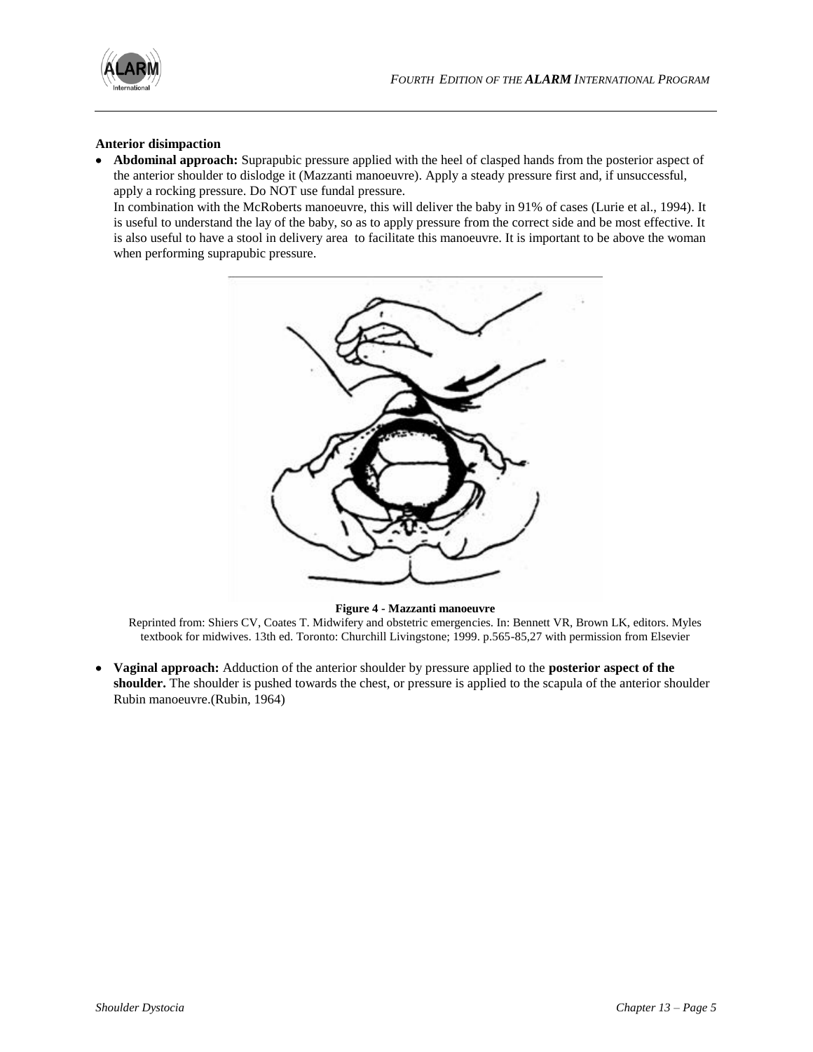**Anterior disimpaction**

- **Abdominal approach:** Suprapubic pressure applied with the heel of clasped hands from the posterior aspect of the anterior shoulder to dislodge it (Mazzanti manoeuvre). Apply a steady pressure first and, if unsuccessful, apply a rocking pressure. Do NOT use fundal pressure.

  In combination with the McRoberts manoeuvre, this will deliver the baby in 91% of cases (Lurie et al., 1994). It is useful to understand the lay of the baby, so as to apply pressure from the correct side and be most effective. It is also useful to have a stool in delivery area to facilitate this manoeuvre. It is important to be above the woman when performing suprapubic pressure.

**Figure 4 - Mazzanti manoeuvre**

Reprinted from: Shiers CV, Coates T. Midwifery and obstetric emergencies. In: Bennett VR, Brown LK, editors. Myles textbook for midwives. 13th ed. Toronto: Churchill Livingstone; 1999. p.565-85,27 with permission from Elsevier

- **Vaginal approach:** Adduction of the anterior shoulder by pressure applied to the **posterior aspect of the shoulder.** The shoulder is pushed towards the chest, or pressure is applied to the scapula of the anterior shoulder Rubin manoeuvre.(Rubin, 1964)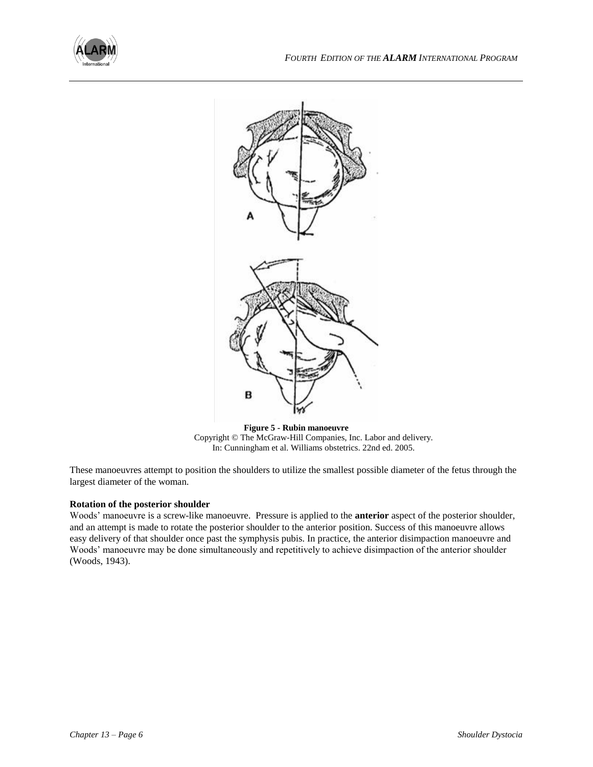**Figure 5 - Rubin manoeuvre**
Copyright © The McGraw-Hill Companies, Inc. Labor and delivery.
In: Cunningham et al. Williams obstetrics. 22nd ed. 2005.

These manoeuvres attempt to position the shoulders to utilize the smallest possible diameter of the fetus through the largest diameter of the woman.

**Rotation of the posterior shoulder**

Woods' manoeuvre is a screw-like manoeuvre. Pressure is applied to the **anterior** aspect of the posterior shoulder, and an attempt is made to rotate the posterior shoulder to the anterior position. Success of this manoeuvre allows easy delivery of that shoulder once past the symphysis pubis. In practice, the anterior disimpaction manoeuvre and Woods' manoeuvre may be done simultaneously and repetitively to achieve disimpaction of the anterior shoulder (Woods, 1943).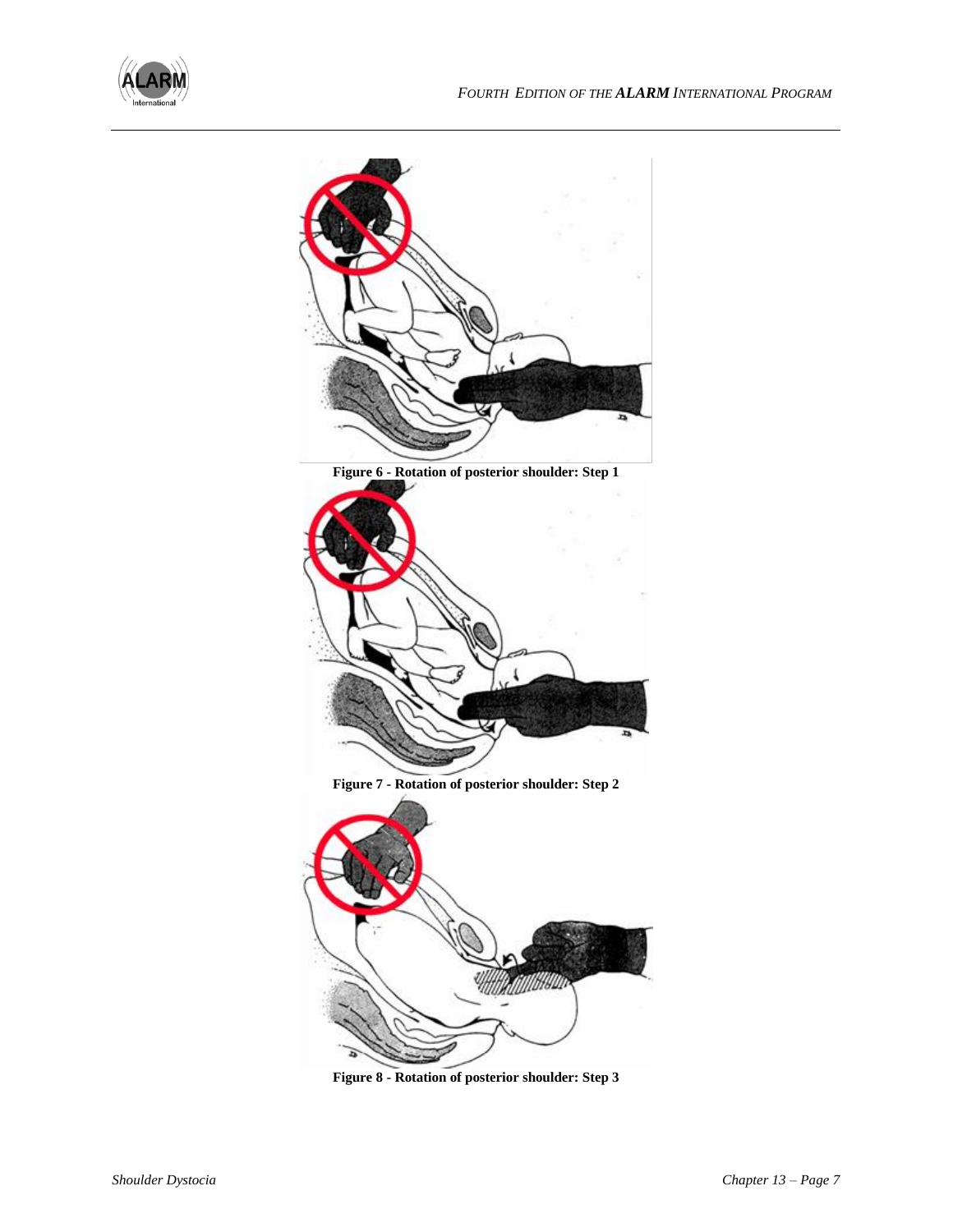Figure 6 - Rotation of posterior shoulder: Step 1

Figure 7 - Rotation of posterior shoulder: Step 2

Figure 8 - Rotation of posterior shoulder: Step 3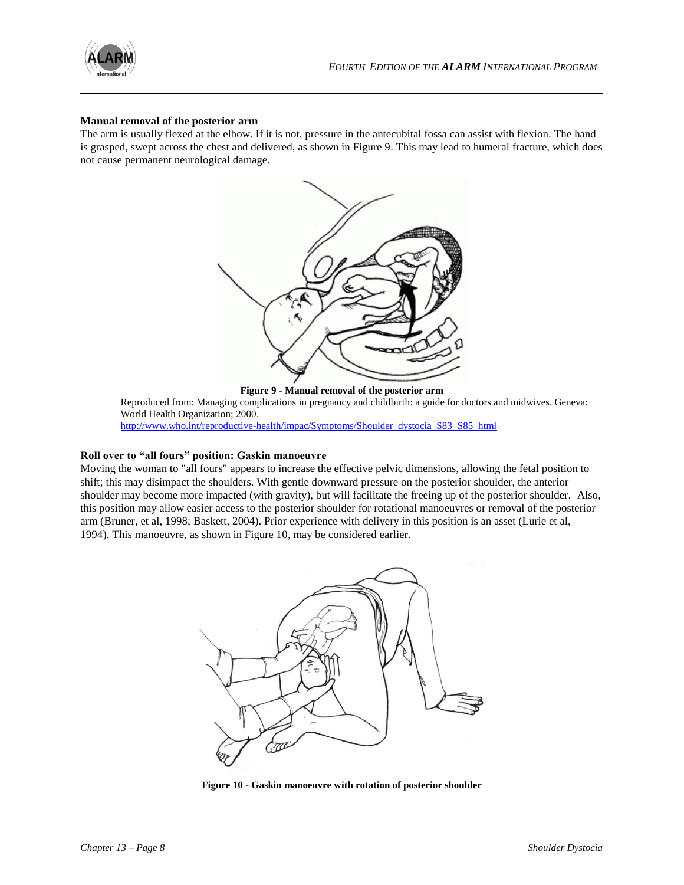### Manual removal of the posterior arm

The arm is usually flexed at the elbow. If it is not, pressure in the antecubital fossa can assist with flexion. The hand is grasped, swept across the chest and delivered, as shown in Figure 9. This may lead to humeral fracture, which does not cause permanent neurological damage.

**Figure 9 - Manual removal of the posterior arm**

Reproduced from: Managing complications in pregnancy and childbirth: a guide for doctors and midwives. Geneva: World Health Organization; 2000.
http://www.who.int/reproductive-health/impac/Symptoms/Shoulder_dystocia_S83_S85_html

### Roll over to "all fours" position: Gaskin manoeuvre

Moving the woman to "all fours" appears to increase the effective pelvic dimensions, allowing the fetal position to shift; this may disimpact the shoulders. With gentle downward pressure on the posterior shoulder, the anterior shoulder may become more impacted (with gravity), but will facilitate the freeing up of the posterior shoulder. Also, this position may allow easier access to the posterior shoulder for rotational manoeuvres or removal of the posterior arm (Bruner, et al, 1998; Baskett, 2004). Prior experience with delivery in this position is an asset (Lurie et al, 1994). This manoeuvre, as shown in Figure 10, may be considered earlier.

**Figure 10 - Gaskin manoeuvre with rotation of posterior shoulder**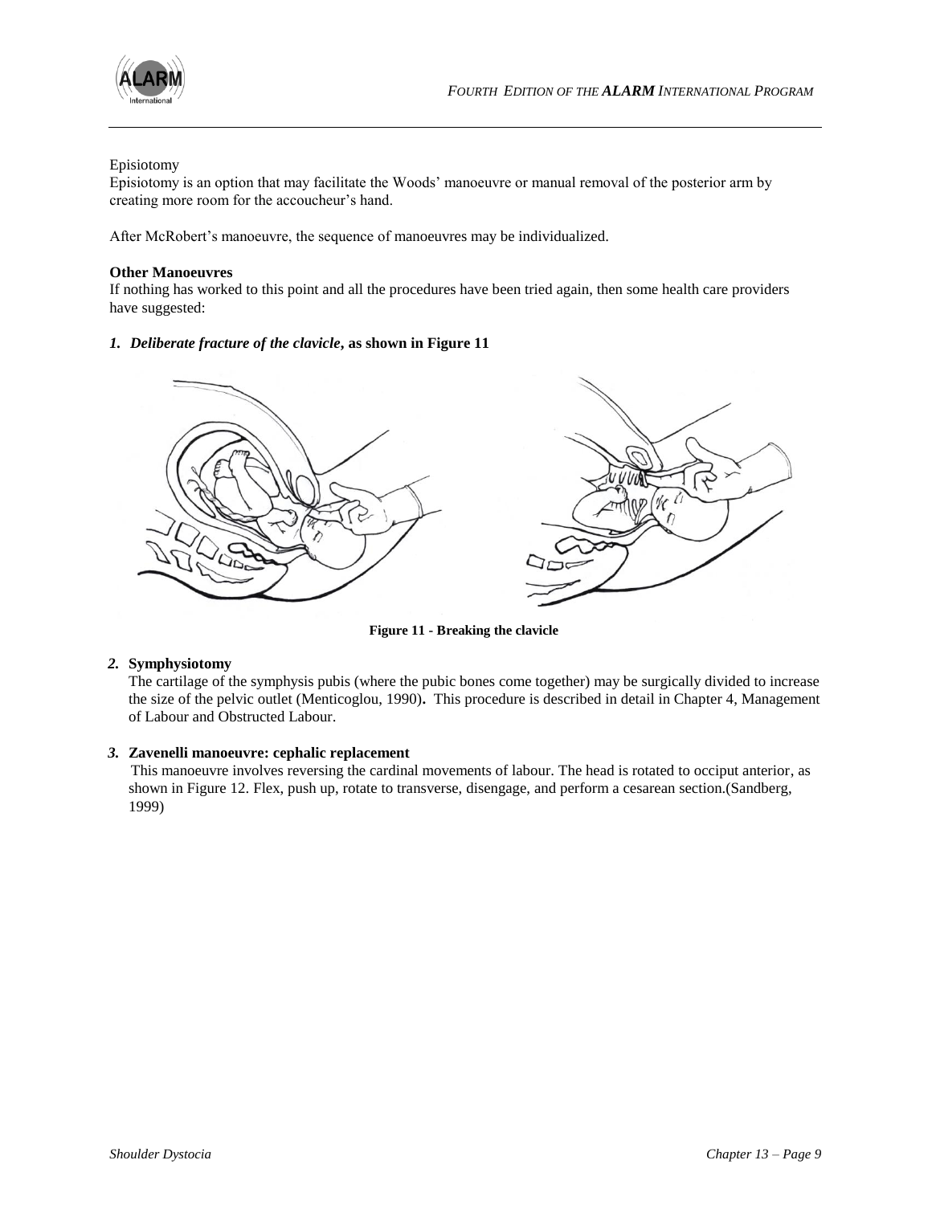Episiotomy

Episiotomy is an option that may facilitate the Woods' manoeuvre or manual removal of the posterior arm by creating more room for the accoucheur's hand.

After McRobert's manoeuvre, the sequence of manoeuvres may be individualized.

**Other Manoeuvres**

If nothing has worked to this point and all the procedures have been tried again, then some health care providers have suggested:

1. ***Deliberate fracture of the clavicle*, as shown in Figure 11**

**Figure 11 - Breaking the clavicle**

2. **Symphysiotomy**
   The cartilage of the symphysis pubis (where the pubic bones come together) may be surgically divided to increase the size of the pelvic outlet (Menticoglou, 1990). This procedure is described in detail in Chapter 4, Management of Labour and Obstructed Labour.

3. **Zavenelli manoeuvre: cephalic replacement**
   This manoeuvre involves reversing the cardinal movements of labour. The head is rotated to occiput anterior, as shown in Figure 12. Flex, push up, rotate to transverse, disengage, and perform a cesarean section.(Sandberg, 1999)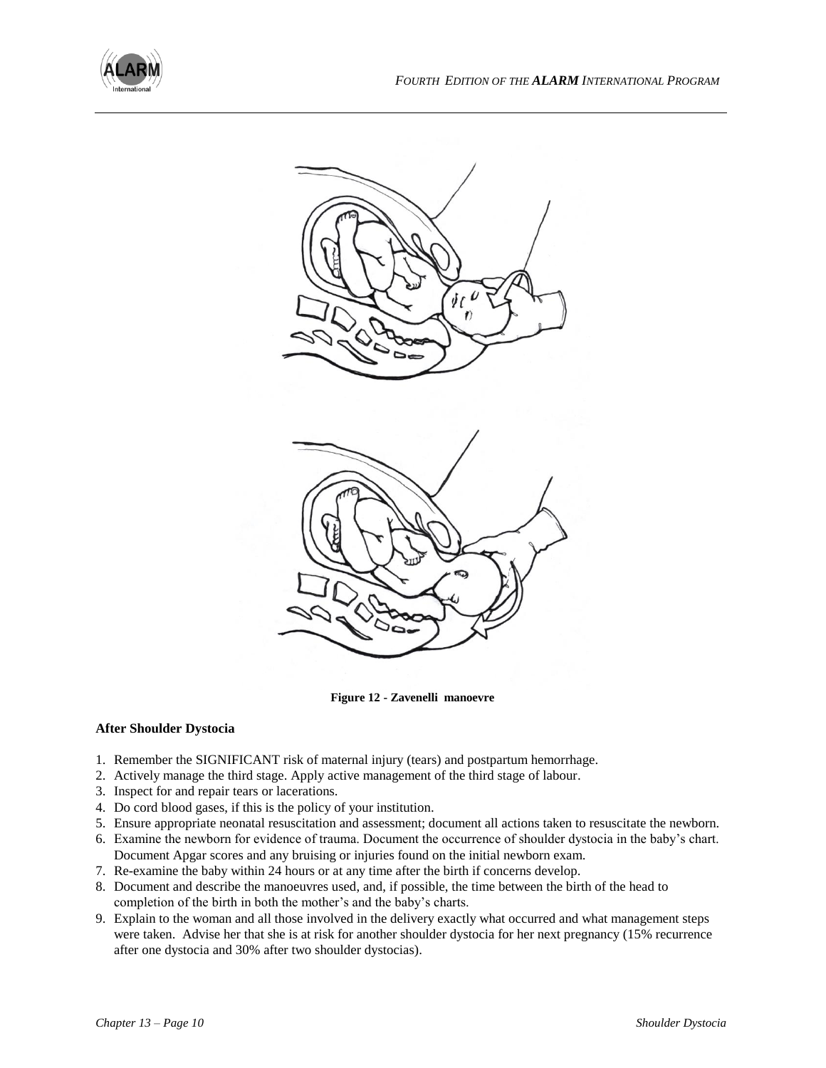Figure 12 - Zavenelli manoevre

**After Shoulder Dystocia**

1. Remember the SIGNIFICANT risk of maternal injury (tears) and postpartum hemorrhage.
2. Actively manage the third stage. Apply active management of the third stage of labour.
3. Inspect for and repair tears or lacerations.
4. Do cord blood gases, if this is the policy of your institution.
5. Ensure appropriate neonatal resuscitation and assessment; document all actions taken to resuscitate the newborn.
6. Examine the newborn for evidence of trauma. Document the occurrence of shoulder dystocia in the baby's chart. Document Apgar scores and any bruising or injuries found on the initial newborn exam.
7. Re-examine the baby within 24 hours or at any time after the birth if concerns develop.
8. Document and describe the manoeuvres used, and, if possible, the time between the birth of the head to completion of the birth in both the mother's and the baby's charts.
9. Explain to the woman and all those involved in the delivery exactly what occurred and what management steps were taken. Advise her that she is at risk for another shoulder dystocia for her next pregnancy (15% recurrence after one dystocia and 30% after two shoulder dystocias).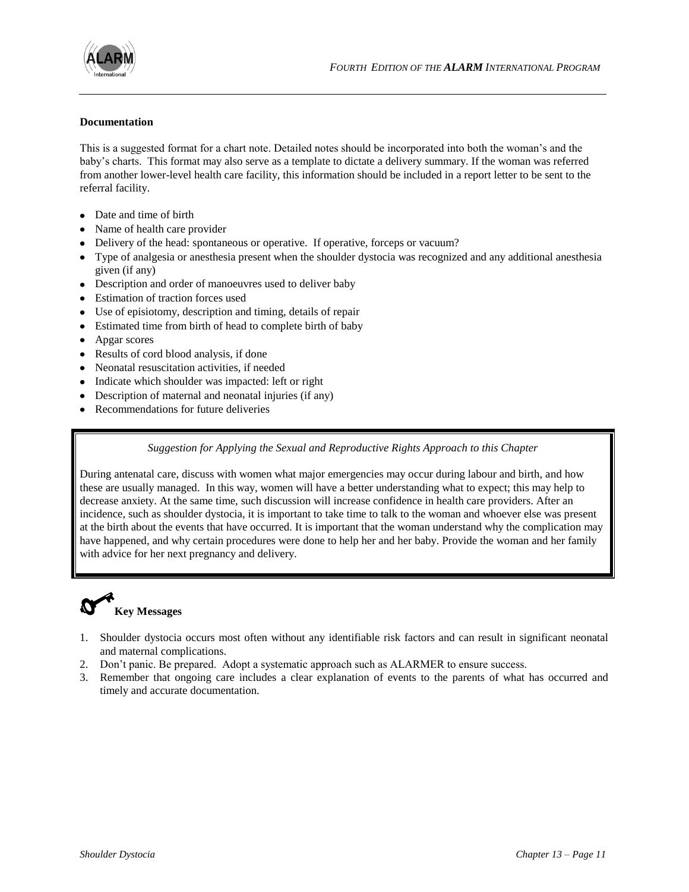**Documentation**

This is a suggested format for a chart note. Detailed notes should be incorporated into both the woman's and the baby's charts. This format may also serve as a template to dictate a delivery summary. If the woman was referred from another lower-level health care facility, this information should be included in a report letter to be sent to the referral facility.

- Date and time of birth
- Name of health care provider
- Delivery of the head: spontaneous or operative. If operative, forceps or vacuum?
- Type of analgesia or anesthesia present when the shoulder dystocia was recognized and any additional anesthesia given (if any)
- Description and order of manoeuvres used to deliver baby
- Estimation of traction forces used
- Use of episiotomy, description and timing, details of repair
- Estimated time from birth of head to complete birth of baby
- Apgar scores
- Results of cord blood analysis, if done
- Neonatal resuscitation activities, if needed
- Indicate which shoulder was impacted: left or right
- Description of maternal and neonatal injuries (if any)
- Recommendations for future deliveries

*Suggestion for Applying the Sexual and Reproductive Rights Approach to this Chapter*

During antenatal care, discuss with women what major emergencies may occur during labour and birth, and how these are usually managed. In this way, women will have a better understanding what to expect; this may help to decrease anxiety. At the same time, such discussion will increase confidence in health care providers. After an incidence, such as shoulder dystocia, it is important to take time to talk to the woman and whoever else was present at the birth about the events that have occurred. It is important that the woman understand why the complication may have happened, and why certain procedures were done to help her and her baby. Provide the woman and her family with advice for her next pregnancy and delivery.

**Key Messages**

1. Shoulder dystocia occurs most often without any identifiable risk factors and can result in significant neonatal and maternal complications.
2. Don't panic. Be prepared. Adopt a systematic approach such as ALARMER to ensure success.
3. Remember that ongoing care includes a clear explanation of events to the parents of what has occurred and timely and accurate documentation.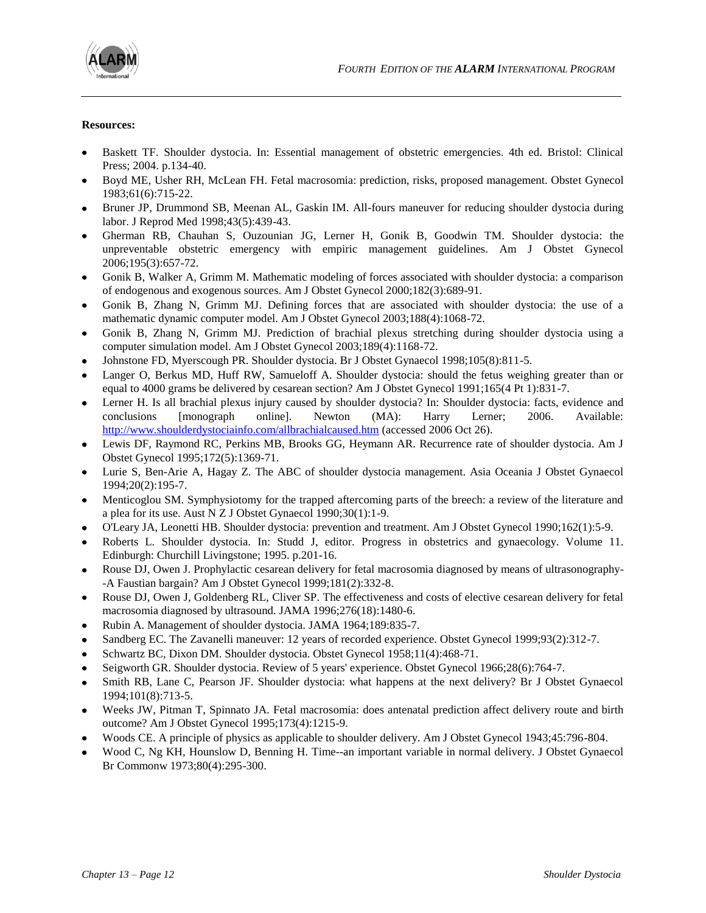**Resources:**

- Baskett TF. Shoulder dystocia. In: Essential management of obstetric emergencies. 4th ed. Bristol: Clinical Press; 2004. p.134-40.
- Boyd ME, Usher RH, McLean FH. Fetal macrosomia: prediction, risks, proposed management. Obstet Gynecol 1983;61(6):715-22.
- Bruner JP, Drummond SB, Meenan AL, Gaskin IM. All-fours maneuver for reducing shoulder dystocia during labor. J Reprod Med 1998;43(5):439-43.
- Gherman RB, Chauhan S, Ouzounian JG, Lerner H, Gonik B, Goodwin TM. Shoulder dystocia: the unpreventable obstetric emergency with empiric management guidelines. Am J Obstet Gynecol 2006;195(3):657-72.
- Gonik B, Walker A, Grimm M. Mathematic modeling of forces associated with shoulder dystocia: a comparison of endogenous and exogenous sources. Am J Obstet Gynecol 2000;182(3):689-91.
- Gonik B, Zhang N, Grimm MJ. Defining forces that are associated with shoulder dystocia: the use of a mathematic dynamic computer model. Am J Obstet Gynecol 2003;188(4):1068-72.
- Gonik B, Zhang N, Grimm MJ. Prediction of brachial plexus stretching during shoulder dystocia using a computer simulation model. Am J Obstet Gynecol 2003;189(4):1168-72.
- Johnstone FD, Myerscough PR. Shoulder dystocia. Br J Obstet Gynaecol 1998;105(8):811-5.
- Langer O, Berkus MD, Huff RW, Samueloff A. Shoulder dystocia: should the fetus weighing greater than or equal to 4000 grams be delivered by cesarean section? Am J Obstet Gynecol 1991;165(4 Pt 1):831-7.
- Lerner H. Is all brachial plexus injury caused by shoulder dystocia? In: Shoulder dystocia: facts, evidence and conclusions [monograph online]. Newton (MA): Harry Lerner; 2006. Available: http://www.shoulderdystociainfo.com/allbrachialcaused.htm (accessed 2006 Oct 26).
- Lewis DF, Raymond RC, Perkins MB, Brooks GG, Heymann AR. Recurrence rate of shoulder dystocia. Am J Obstet Gynecol 1995;172(5):1369-71.
- Lurie S, Ben-Arie A, Hagay Z. The ABC of shoulder dystocia management. Asia Oceania J Obstet Gynaecol 1994;20(2):195-7.
- Menticoglou SM. Symphysiotomy for the trapped aftercoming parts of the breech: a review of the literature and a plea for its use. Aust N Z J Obstet Gynaecol 1990;30(1):1-9.
- O'Leary JA, Leonetti HB. Shoulder dystocia: prevention and treatment. Am J Obstet Gynecol 1990;162(1):5-9.
- Roberts L. Shoulder dystocia. In: Studd J, editor. Progress in obstetrics and gynaecology. Volume 11. Edinburgh: Churchill Livingstone; 1995. p.201-16.
- Rouse DJ, Owen J. Prophylactic cesarean delivery for fetal macrosomia diagnosed by means of ultrasonography--A Faustian bargain? Am J Obstet Gynecol 1999;181(2):332-8.
- Rouse DJ, Owen J, Goldenberg RL, Cliver SP. The effectiveness and costs of elective cesarean delivery for fetal macrosomia diagnosed by ultrasound. JAMA 1996;276(18):1480-6.
- Rubin A. Management of shoulder dystocia. JAMA 1964;189:835-7.
- Sandberg EC. The Zavanelli maneuver: 12 years of recorded experience. Obstet Gynecol 1999;93(2):312-7.
- Schwartz BC, Dixon DM. Shoulder dystocia. Obstet Gynecol 1958;11(4):468-71.
- Seigworth GR. Shoulder dystocia. Review of 5 years' experience. Obstet Gynecol 1966;28(6):764-7.
- Smith RB, Lane C, Pearson JF. Shoulder dystocia: what happens at the next delivery? Br J Obstet Gynaecol 1994;101(8):713-5.
- Weeks JW, Pitman T, Spinnato JA. Fetal macrosomia: does antenatal prediction affect delivery route and birth outcome? Am J Obstet Gynecol 1995;173(4):1215-9.
- Woods CE. A principle of physics as applicable to shoulder delivery. Am J Obstet Gynecol 1943;45:796-804.
- Wood C, Ng KH, Hounslow D, Benning H. Time--an important variable in normal delivery. J Obstet Gynaecol Br Commonw 1973;80(4):295-300.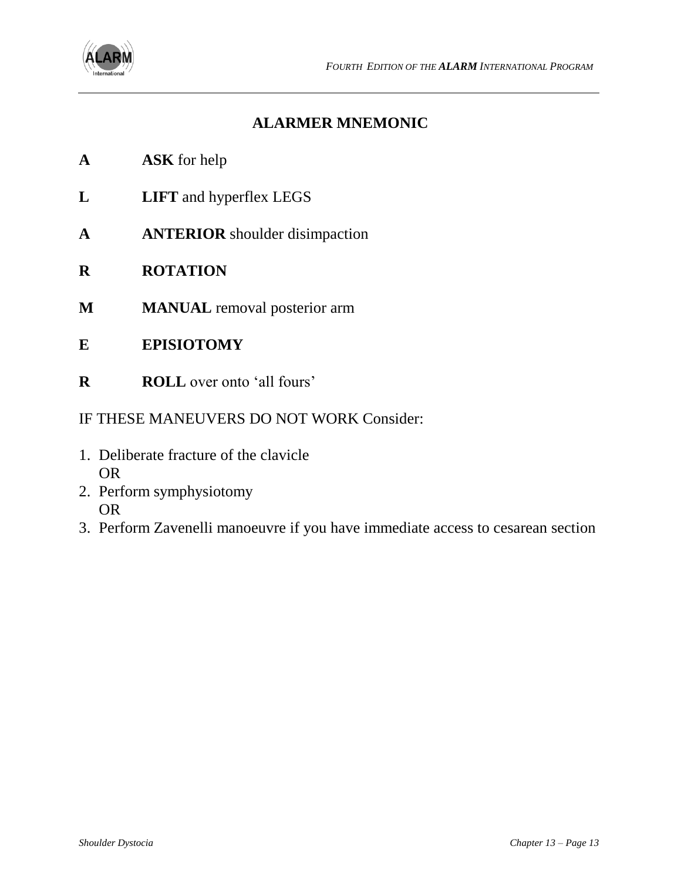## ALARMER MNEMONIC

**A** **ASK** for help

**L** **LIFT** and hyperflex LEGS

**A** **ANTERIOR** shoulder disimpaction

**R** **ROTATION**

**M** **MANUAL** removal posterior arm

**E** **EPISIOTOMY**

**R** **ROLL** over onto 'all fours'

IF THESE MANEUVERS DO NOT WORK Consider:

1. Deliberate fracture of the clavicle
   OR
2. Perform symphysiotomy
   OR
3. Perform Zavenelli manoeuvre if you have immediate access to cesarean section